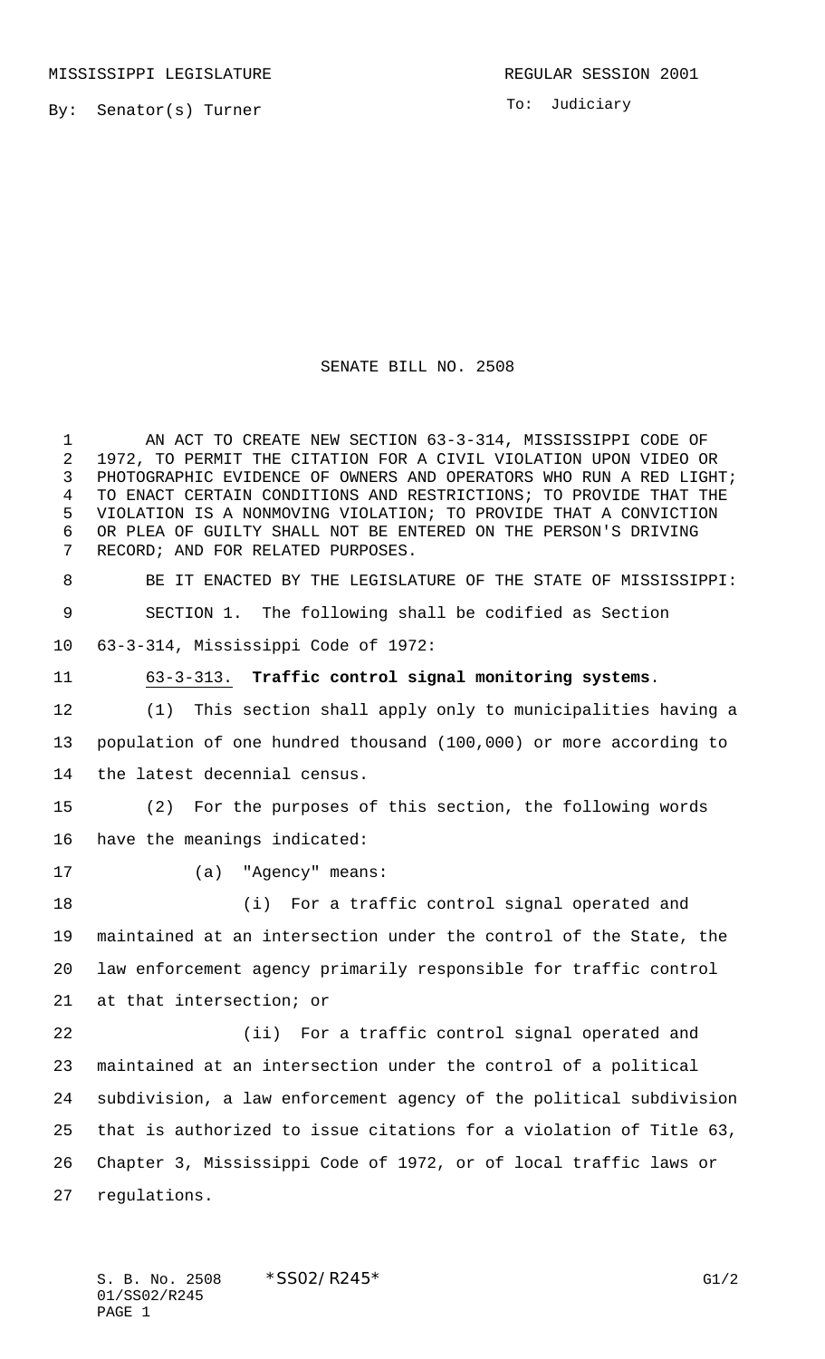MISSISSIPPI LEGISLATURE REGULAR SESSION 2001

By: Senator(s) Turner

To: Judiciary

# SENATE BILL NO. 2508

AN ACT TO CREATE NEW SECTION 63-3-314, MISSISSIPPI CODE OF 1972, TO PERMIT THE CITATION FOR A CIVIL VIOLATION UPON VIDEO OR PHOTOGRAPHIC EVIDENCE OF OWNERS AND OPERATORS WHO RUN A RED LIGHT; TO ENACT CERTAIN CONDITIONS AND RESTRICTIONS; TO PROVIDE THAT THE VIOLATION IS A NONMOVING VIOLATION; TO PROVIDE THAT A CONVICTION OR PLEA OF GUILTY SHALL NOT BE ENTERED ON THE PERSON'S DRIVING RECORD; AND FOR RELATED PURPOSES.

BE IT ENACTED BY THE LEGISLATURE OF THE STATE OF MISSISSIPPI:

SECTION 1. The following shall be codified as Section 63-3-314, Mississippi Code of 1972:

63-3-313. **Traffic control signal monitoring systems**.

(1) This section shall apply only to municipalities having a population of one hundred thousand (100,000) or more according to the latest decennial census.

(2) For the purposes of this section, the following words have the meanings indicated:

(a) "Agency" means:

(i) For a traffic control signal operated and maintained at an intersection under the control of the State, the law enforcement agency primarily responsible for traffic control at that intersection; or

(ii) For a traffic control signal operated and maintained at an intersection under the control of a political subdivision, a law enforcement agency of the political subdivision that is authorized to issue citations for a violation of Title 63, Chapter 3, Mississippi Code of 1972, or of local traffic laws or regulations.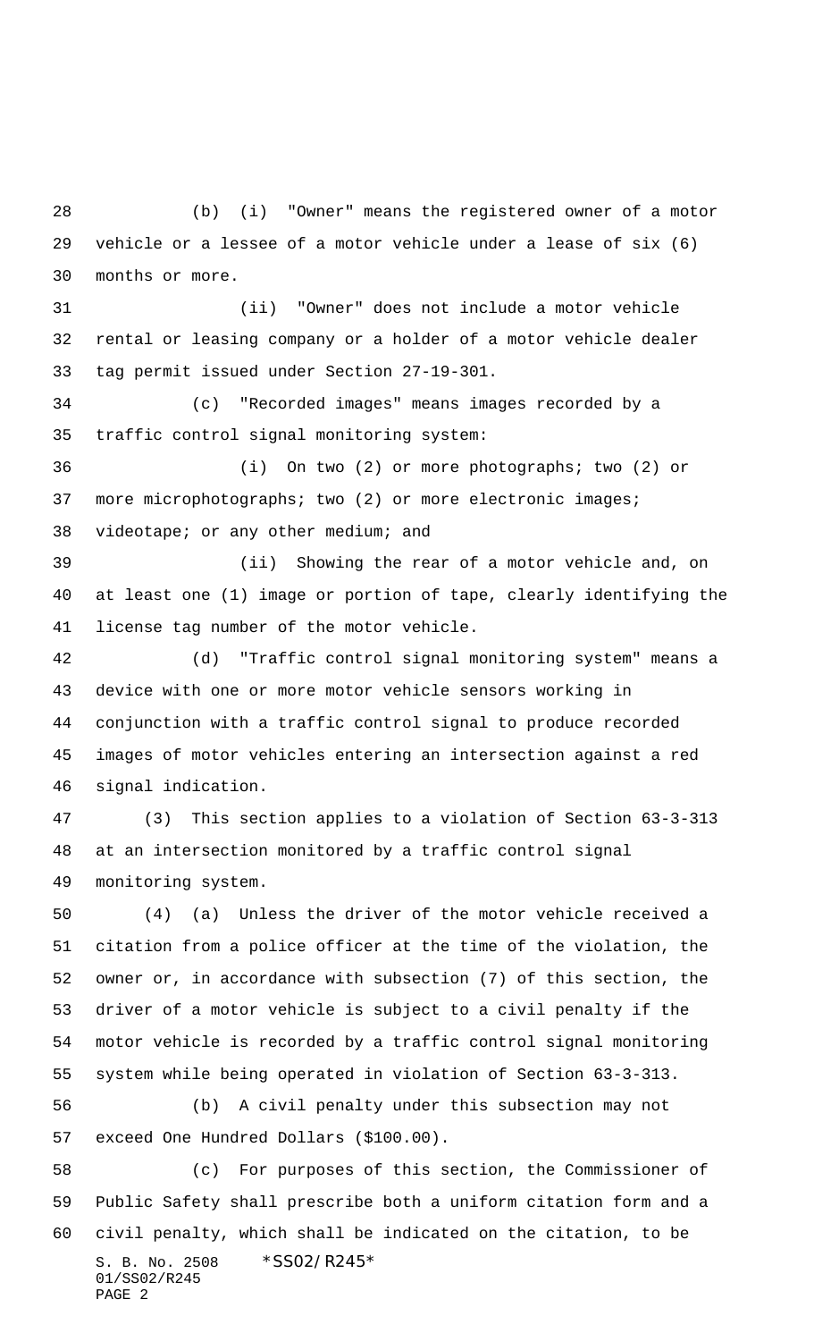(b) (i) "Owner" means the registered owner of a motor vehicle or a lessee of a motor vehicle under a lease of six (6) months or more.

(ii) "Owner" does not include a motor vehicle rental or leasing company or a holder of a motor vehicle dealer tag permit issued under Section 27-19-301.

(c) "Recorded images" means images recorded by a traffic control signal monitoring system:

(i) On two (2) or more photographs; two (2) or more microphotographs; two (2) or more electronic images; videotape; or any other medium; and

(ii) Showing the rear of a motor vehicle and, on at least one (1) image or portion of tape, clearly identifying the license tag number of the motor vehicle.

(d) "Traffic control signal monitoring system" means a device with one or more motor vehicle sensors working in conjunction with a traffic control signal to produce recorded images of motor vehicles entering an intersection against a red signal indication.

(3) This section applies to a violation of Section 63-3-313 at an intersection monitored by a traffic control signal monitoring system.

(4) (a) Unless the driver of the motor vehicle received a citation from a police officer at the time of the violation, the owner or, in accordance with subsection (7) of this section, the driver of a motor vehicle is subject to a civil penalty if the motor vehicle is recorded by a traffic control signal monitoring system while being operated in violation of Section 63-3-313.

(b) A civil penalty under this subsection may not exceed One Hundred Dollars ($100.00).

(c) For purposes of this section, the Commissioner of Public Safety shall prescribe both a uniform citation form and a civil penalty, which shall be indicated on the citation, to be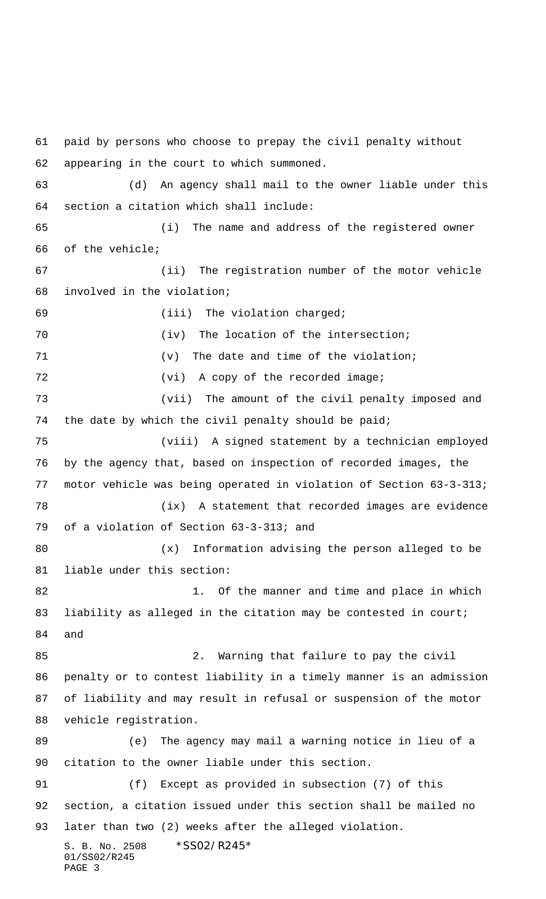paid by persons who choose to prepay the civil penalty without appearing in the court to which summoned.

(d) An agency shall mail to the owner liable under this section a citation which shall include:

(i) The name and address of the registered owner of the vehicle;

(ii) The registration number of the motor vehicle involved in the violation;

(iii) The violation charged;

(iv) The location of the intersection;

(v) The date and time of the violation;

(vi) A copy of the recorded image;

(vii) The amount of the civil penalty imposed and the date by which the civil penalty should be paid;

(viii) A signed statement by a technician employed by the agency that, based on inspection of recorded images, the motor vehicle was being operated in violation of Section 63-3-313;

(ix) A statement that recorded images are evidence of a violation of Section 63-3-313; and

(x) Information advising the person alleged to be liable under this section:

1. Of the manner and time and place in which liability as alleged in the citation may be contested in court; and

2. Warning that failure to pay the civil penalty or to contest liability in a timely manner is an admission of liability and may result in refusal or suspension of the motor vehicle registration.

(e) The agency may mail a warning notice in lieu of a citation to the owner liable under this section.

(f) Except as provided in subsection (7) of this section, a citation issued under this section shall be mailed no later than two (2) weeks after the alleged violation.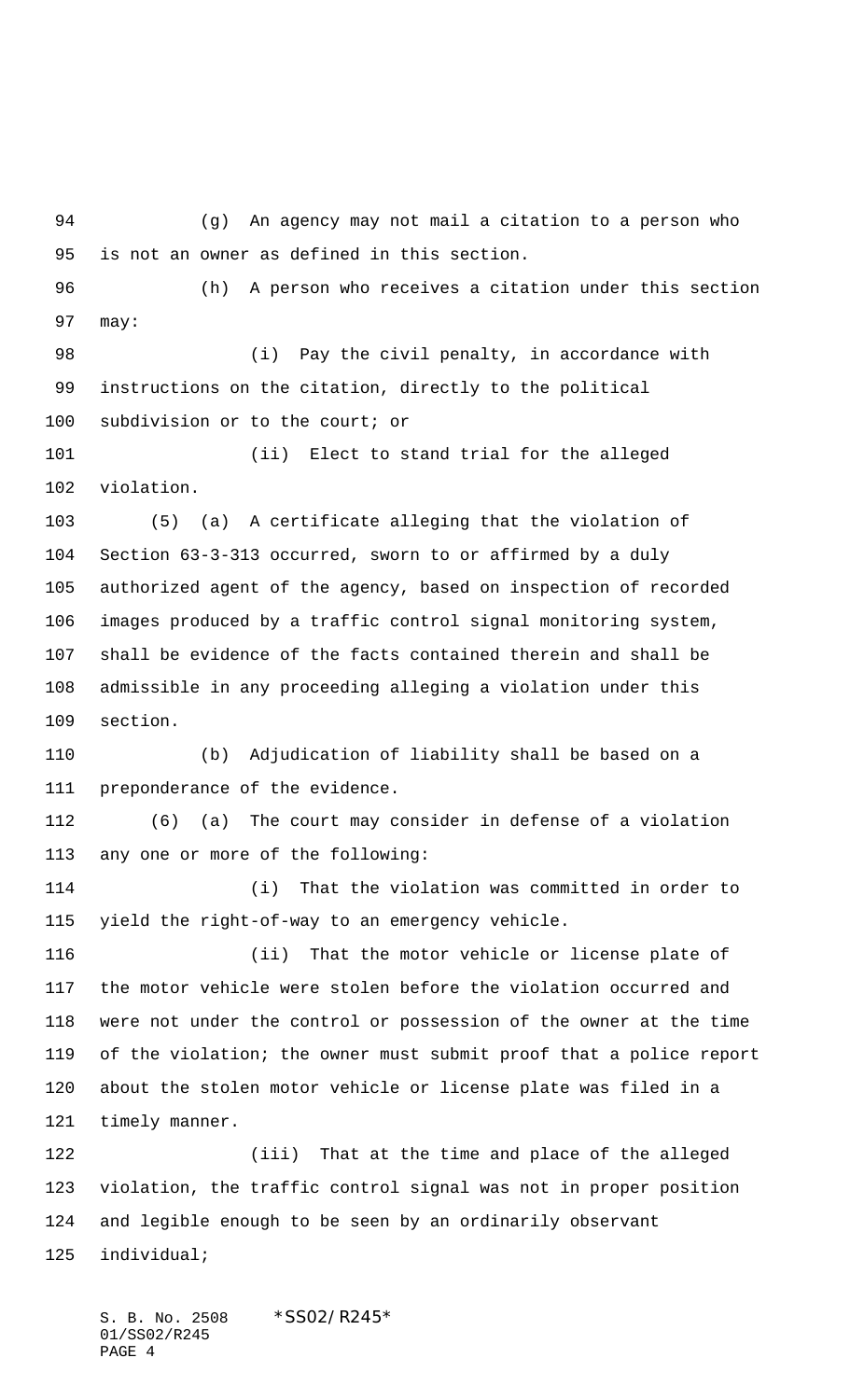(g) An agency may not mail a citation to a person who is not an owner as defined in this section.

(h) A person who receives a citation under this section may:

(i) Pay the civil penalty, in accordance with instructions on the citation, directly to the political subdivision or to the court; or

(ii) Elect to stand trial for the alleged violation.

(5) (a) A certificate alleging that the violation of Section 63-3-313 occurred, sworn to or affirmed by a duly authorized agent of the agency, based on inspection of recorded images produced by a traffic control signal monitoring system, shall be evidence of the facts contained therein and shall be admissible in any proceeding alleging a violation under this section.

(b) Adjudication of liability shall be based on a preponderance of the evidence.

(6) (a) The court may consider in defense of a violation any one or more of the following:

(i) That the violation was committed in order to yield the right-of-way to an emergency vehicle.

(ii) That the motor vehicle or license plate of the motor vehicle were stolen before the violation occurred and were not under the control or possession of the owner at the time of the violation; the owner must submit proof that a police report about the stolen motor vehicle or license plate was filed in a timely manner.

(iii) That at the time and place of the alleged violation, the traffic control signal was not in proper position and legible enough to be seen by an ordinarily observant individual;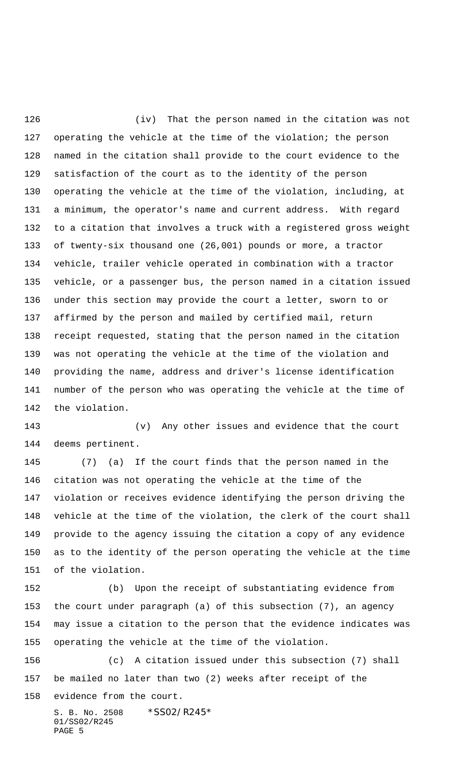(iv) That the person named in the citation was not operating the vehicle at the time of the violation; the person named in the citation shall provide to the court evidence to the satisfaction of the court as to the identity of the person operating the vehicle at the time of the violation, including, at a minimum, the operator's name and current address. With regard to a citation that involves a truck with a registered gross weight of twenty-six thousand one (26,001) pounds or more, a tractor vehicle, trailer vehicle operated in combination with a tractor vehicle, or a passenger bus, the person named in a citation issued under this section may provide the court a letter, sworn to or affirmed by the person and mailed by certified mail, return receipt requested, stating that the person named in the citation was not operating the vehicle at the time of the violation and providing the name, address and driver's license identification number of the person who was operating the vehicle at the time of the violation.

(v) Any other issues and evidence that the court deems pertinent.

(7) (a) If the court finds that the person named in the citation was not operating the vehicle at the time of the violation or receives evidence identifying the person driving the vehicle at the time of the violation, the clerk of the court shall provide to the agency issuing the citation a copy of any evidence as to the identity of the person operating the vehicle at the time of the violation.

(b) Upon the receipt of substantiating evidence from the court under paragraph (a) of this subsection (7), an agency may issue a citation to the person that the evidence indicates was operating the vehicle at the time of the violation.

(c) A citation issued under this subsection (7) shall be mailed no later than two (2) weeks after receipt of the evidence from the court.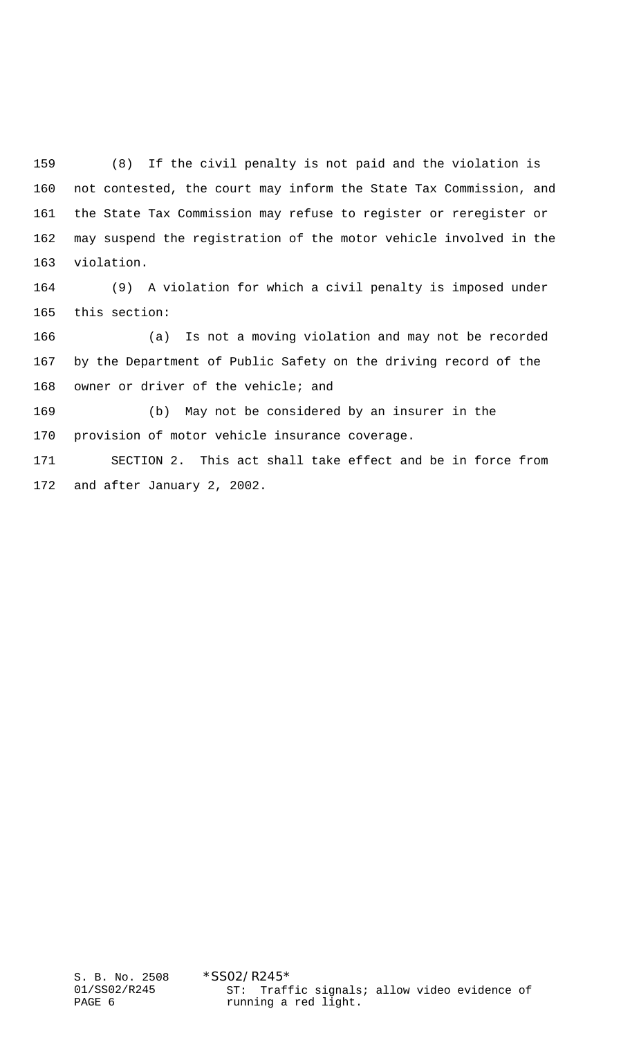(8) If the civil penalty is not paid and the violation is not contested, the court may inform the State Tax Commission, and the State Tax Commission may refuse to register or reregister or may suspend the registration of the motor vehicle involved in the violation.

(9) A violation for which a civil penalty is imposed under this section:

(a) Is not a moving violation and may not be recorded by the Department of Public Safety on the driving record of the owner or driver of the vehicle; and

(b) May not be considered by an insurer in the provision of motor vehicle insurance coverage.

SECTION 2. This act shall take effect and be in force from and after January 2, 2002.